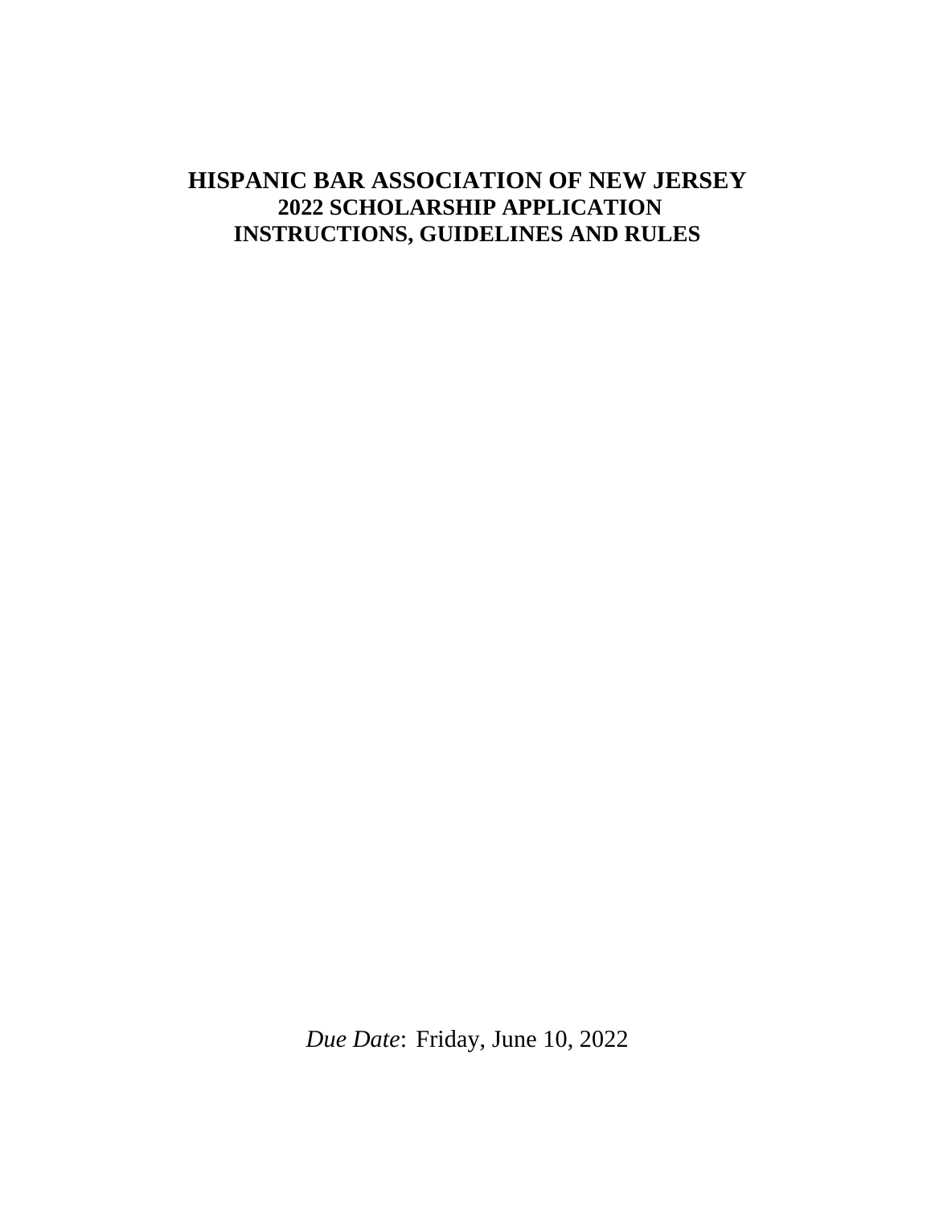# HISPANIC BAR ASSOCIATION OF NEW JERSEY
## 2022 SCHOLARSHIP APPLICATION
## INSTRUCTIONS, GUIDELINES AND RULES

*Due Date*: Friday, June 10, 2022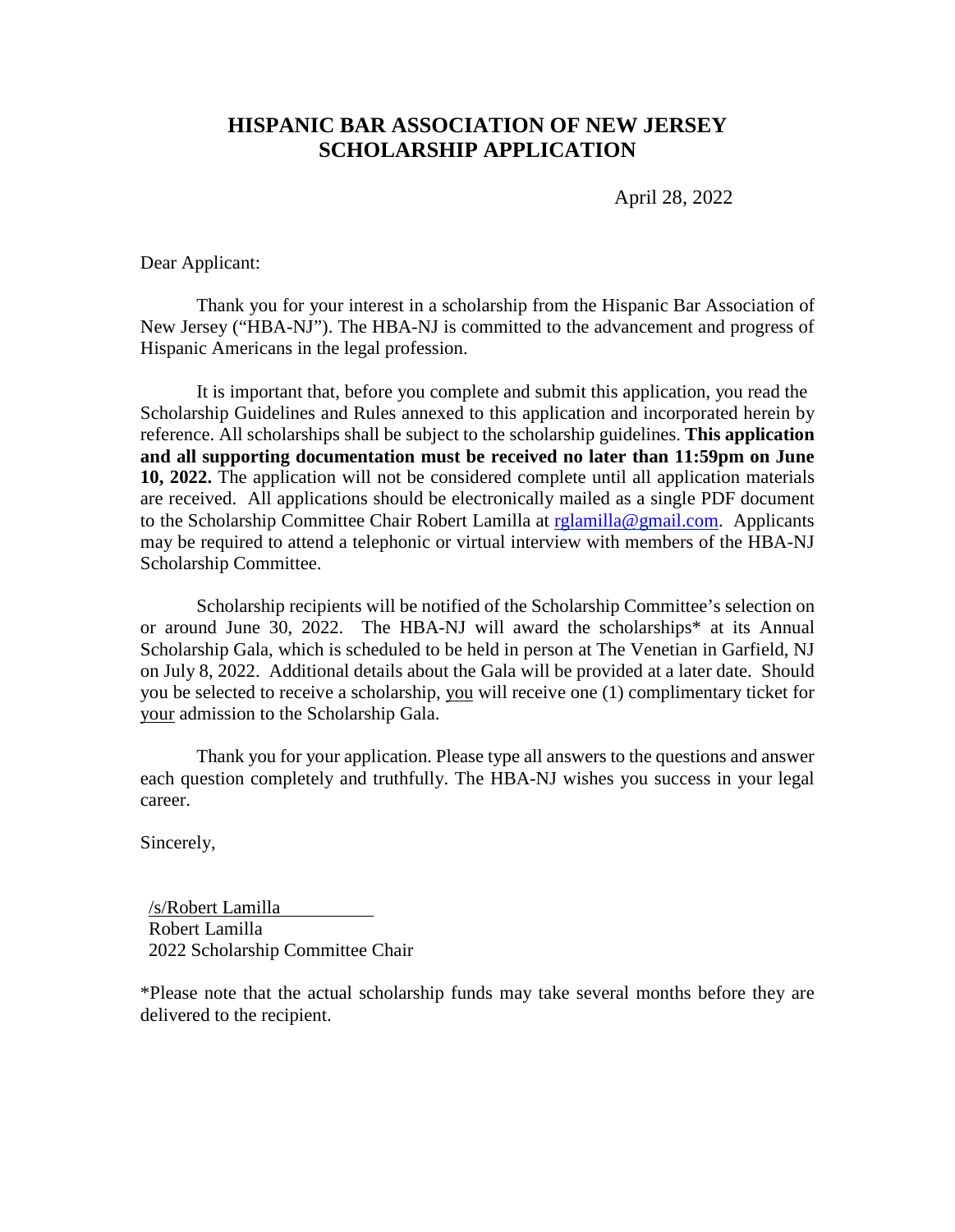# HISPANIC BAR ASSOCIATION OF NEW JERSEY
# SCHOLARSHIP APPLICATION

April 28, 2022

Dear Applicant:

Thank you for your interest in a scholarship from the Hispanic Bar Association of New Jersey ("HBA-NJ"). The HBA-NJ is committed to the advancement and progress of Hispanic Americans in the legal profession.

It is important that, before you complete and submit this application, you read the Scholarship Guidelines and Rules annexed to this application and incorporated herein by reference. All scholarships shall be subject to the scholarship guidelines. **This application and all supporting documentation must be received no later than 11:59pm on June 10, 2022.** The application will not be considered complete until all application materials are received. All applications should be electronically mailed as a single PDF document to the Scholarship Committee Chair Robert Lamilla at rglamilla@gmail.com. Applicants may be required to attend a telephonic or virtual interview with members of the HBA-NJ Scholarship Committee.

Scholarship recipients will be notified of the Scholarship Committee's selection on or around June 30, 2022. The HBA-NJ will award the scholarships* at its Annual Scholarship Gala, which is scheduled to be held in person at The Venetian in Garfield, NJ on July 8, 2022. Additional details about the Gala will be provided at a later date. Should you be selected to receive a scholarship, <u>you</u> will receive one (1) complimentary ticket for <u>your</u> admission to the Scholarship Gala.

Thank you for your application. Please type all answers to the questions and answer each question completely and truthfully. The HBA-NJ wishes you success in your legal career.

Sincerely,

/s/Robert Lamilla
Robert Lamilla
2022 Scholarship Committee Chair

*Please note that the actual scholarship funds may take several months before they are delivered to the recipient.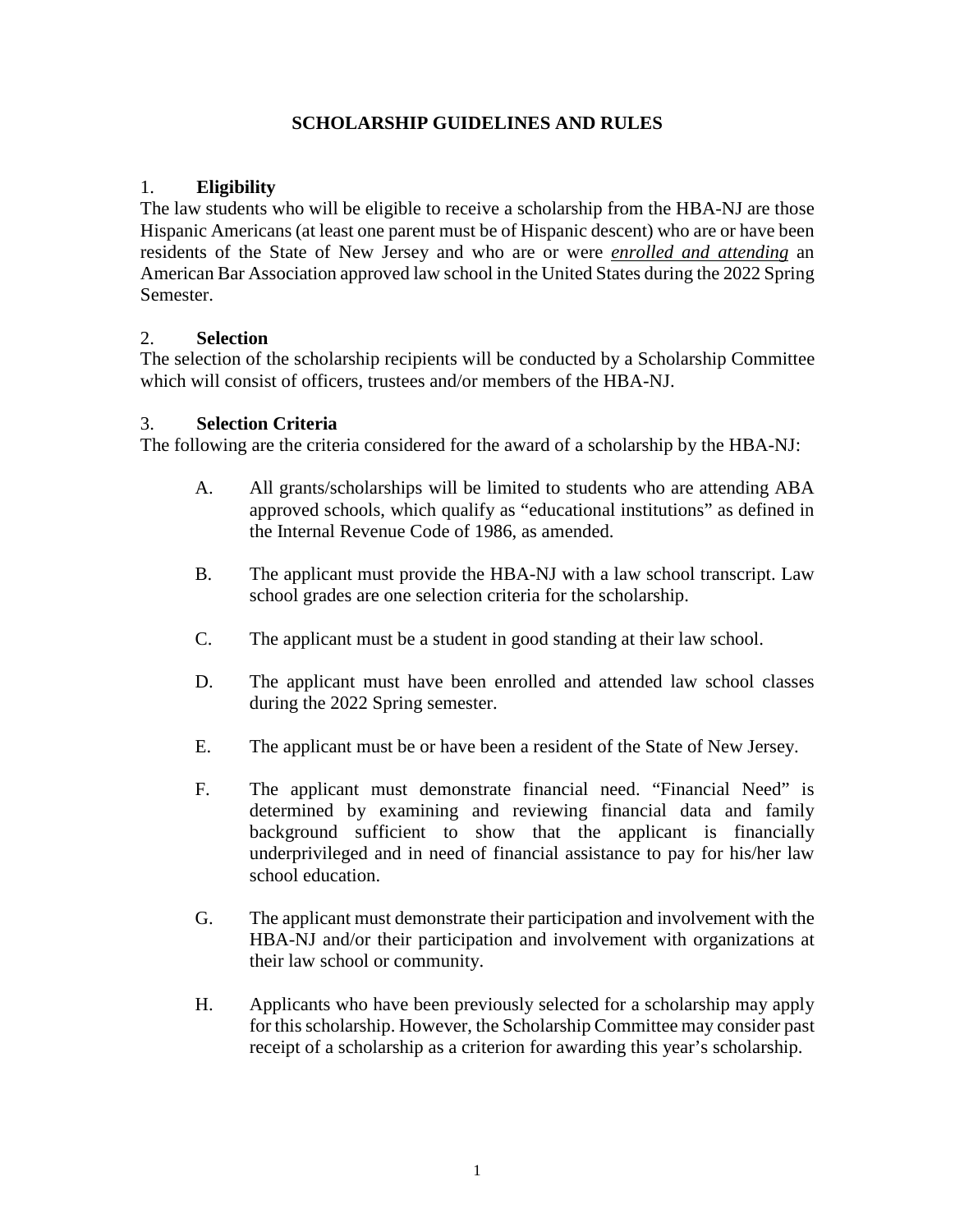# SCHOLARSHIP GUIDELINES AND RULES

1. **Eligibility**

The law students who will be eligible to receive a scholarship from the HBA-NJ are those Hispanic Americans (at least one parent must be of Hispanic descent) who are or have been residents of the State of New Jersey and who are or were ***enrolled and attending*** an American Bar Association approved law school in the United States during the 2022 Spring Semester.

2. **Selection**

The selection of the scholarship recipients will be conducted by a Scholarship Committee which will consist of officers, trustees and/or members of the HBA-NJ.

3. **Selection Criteria**

The following are the criteria considered for the award of a scholarship by the HBA-NJ:

A. All grants/scholarships will be limited to students who are attending ABA approved schools, which qualify as "educational institutions" as defined in the Internal Revenue Code of 1986, as amended.

B. The applicant must provide the HBA-NJ with a law school transcript. Law school grades are one selection criteria for the scholarship.

C. The applicant must be a student in good standing at their law school.

D. The applicant must have been enrolled and attended law school classes during the 2022 Spring semester.

E. The applicant must be or have been a resident of the State of New Jersey.

F. The applicant must demonstrate financial need. "Financial Need" is determined by examining and reviewing financial data and family background sufficient to show that the applicant is financially underprivileged and in need of financial assistance to pay for his/her law school education.

G. The applicant must demonstrate their participation and involvement with the HBA-NJ and/or their participation and involvement with organizations at their law school or community.

H. Applicants who have been previously selected for a scholarship may apply for this scholarship. However, the Scholarship Committee may consider past receipt of a scholarship as a criterion for awarding this year's scholarship.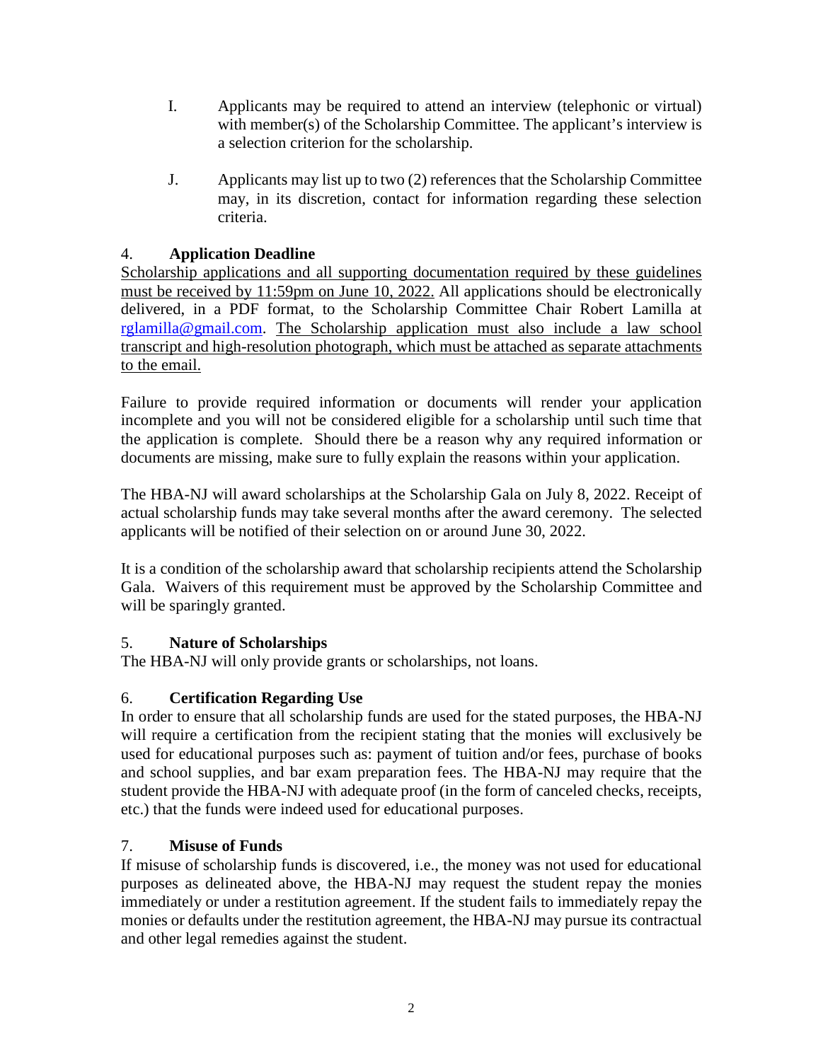I. Applicants may be required to attend an interview (telephonic or virtual) with member(s) of the Scholarship Committee. The applicant's interview is a selection criterion for the scholarship.

J. Applicants may list up to two (2) references that the Scholarship Committee may, in its discretion, contact for information regarding these selection criteria.

### 4. Application Deadline

<u>Scholarship applications and all supporting documentation required by these guidelines must be received by 11:59pm on June 10, 2022.</u> All applications should be electronically delivered, in a PDF format, to the Scholarship Committee Chair Robert Lamilla at rglamilla@gmail.com. <u>The Scholarship application must also include a law school transcript and high-resolution photograph, which must be attached as separate attachments to the email.</u>

Failure to provide required information or documents will render your application incomplete and you will not be considered eligible for a scholarship until such time that the application is complete. Should there be a reason why any required information or documents are missing, make sure to fully explain the reasons within your application.

The HBA-NJ will award scholarships at the Scholarship Gala on July 8, 2022. Receipt of actual scholarship funds may take several months after the award ceremony. The selected applicants will be notified of their selection on or around June 30, 2022.

It is a condition of the scholarship award that scholarship recipients attend the Scholarship Gala. Waivers of this requirement must be approved by the Scholarship Committee and will be sparingly granted.

### 5. Nature of Scholarships

The HBA-NJ will only provide grants or scholarships, not loans.

### 6. Certification Regarding Use

In order to ensure that all scholarship funds are used for the stated purposes, the HBA-NJ will require a certification from the recipient stating that the monies will exclusively be used for educational purposes such as: payment of tuition and/or fees, purchase of books and school supplies, and bar exam preparation fees. The HBA-NJ may require that the student provide the HBA-NJ with adequate proof (in the form of canceled checks, receipts, etc.) that the funds were indeed used for educational purposes.

### 7. Misuse of Funds

If misuse of scholarship funds is discovered, i.e., the money was not used for educational purposes as delineated above, the HBA-NJ may request the student repay the monies immediately or under a restitution agreement. If the student fails to immediately repay the monies or defaults under the restitution agreement, the HBA-NJ may pursue its contractual and other legal remedies against the student.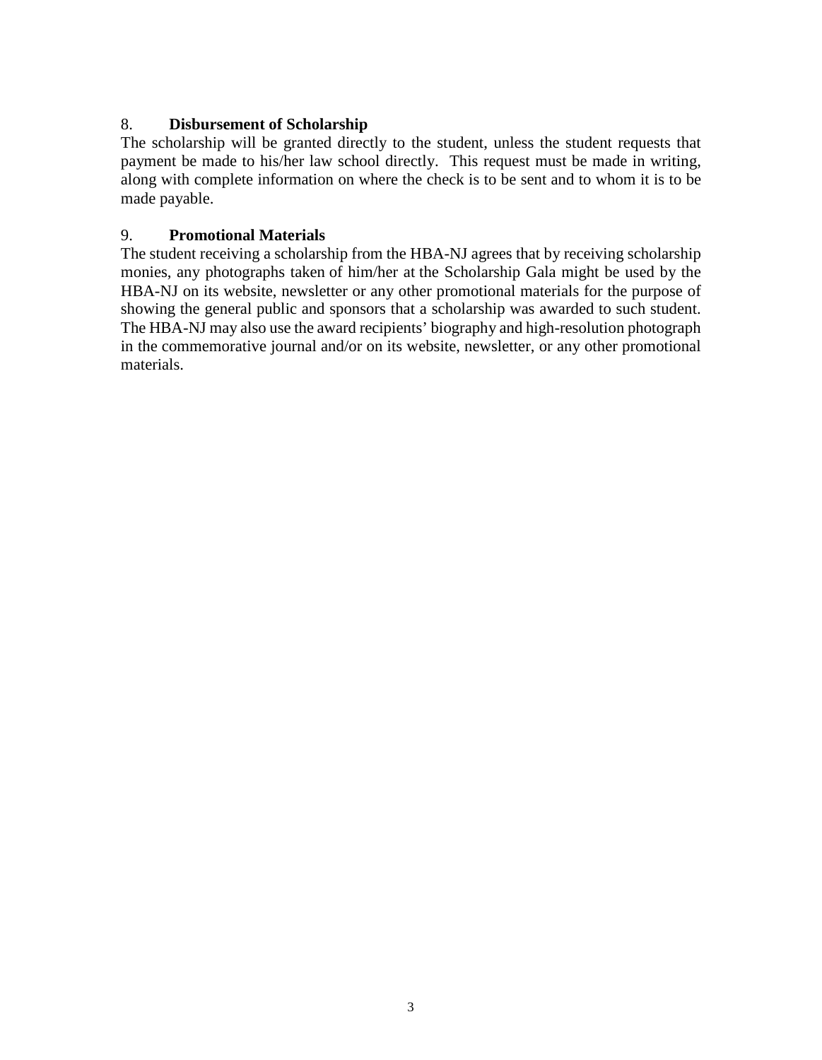8. **Disbursement of Scholarship**

The scholarship will be granted directly to the student, unless the student requests that payment be made to his/her law school directly. This request must be made in writing, along with complete information on where the check is to be sent and to whom it is to be made payable.

9. **Promotional Materials**

The student receiving a scholarship from the HBA-NJ agrees that by receiving scholarship monies, any photographs taken of him/her at the Scholarship Gala might be used by the HBA-NJ on its website, newsletter or any other promotional materials for the purpose of showing the general public and sponsors that a scholarship was awarded to such student. The HBA-NJ may also use the award recipients' biography and high-resolution photograph in the commemorative journal and/or on its website, newsletter, or any other promotional materials.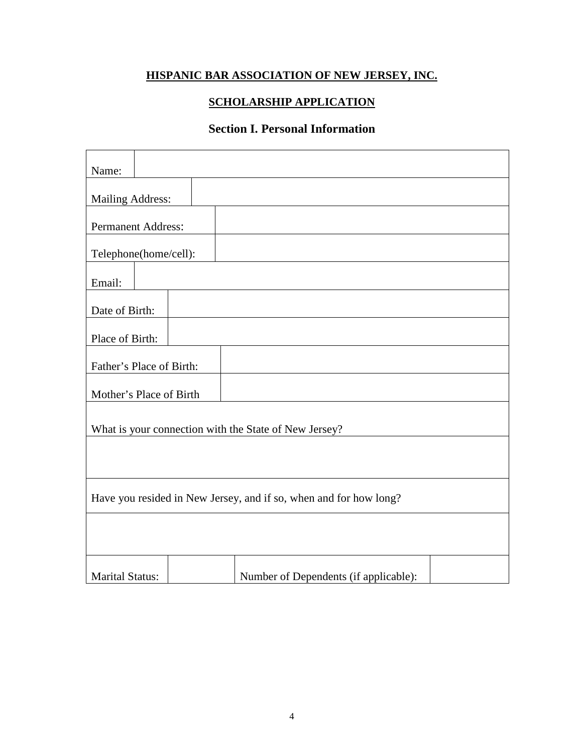**HISPANIC BAR ASSOCIATION OF NEW JERSEY, INC.**

**SCHOLARSHIP APPLICATION**

## Section I. Personal Information

| | | | |
|---|---|---|---|
| Name: | | | |
| Mailing Address: | | | |
| Permanent Address: | | | |
| Telephone(home/cell): | | | |
| Email: | | | |
| Date of Birth: | | | |
| Place of Birth: | | | |
| Father's Place of Birth: | | | |
| Mother's Place of Birth | | | |
| What is your connection with the State of New Jersey? | | | |
| | | | |
| Have you resided in New Jersey, and if so, when and for how long? | | | |
| | | | |
| Marital Status: | | Number of Dependents (if applicable): | |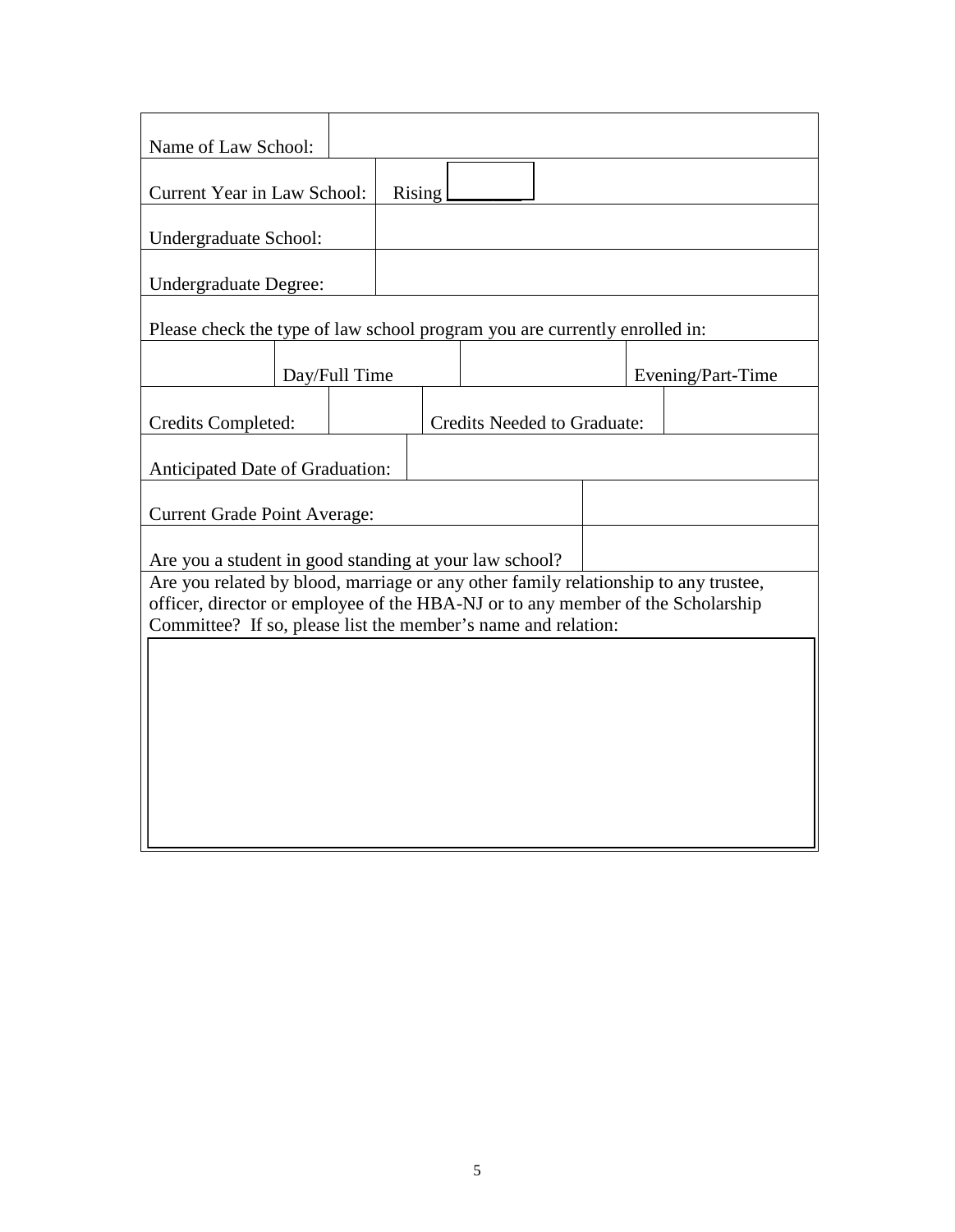| | |
|---|---|
| Name of Law School: | |
| Current Year in Law School: | Rising |
| Undergraduate School: | |
| Undergraduate Degree: | |

Please check the type of law school program you are currently enrolled in:

| | | | |
|---|---|---|---|
| | Day/Full Time | | Evening/Part-Time |

| | | | |
|---|---|---|---|
| Credits Completed: | | Credits Needed to Graduate: | |

| | |
|---|---|
| Anticipated Date of Graduation: | |
| Current Grade Point Average: | |
| Are you a student in good standing at your law school? | |

Are you related by blood, marriage or any other family relationship to any trustee, officer, director or employee of the HBA-NJ or to any member of the Scholarship Committee? If so, please list the member's name and relation: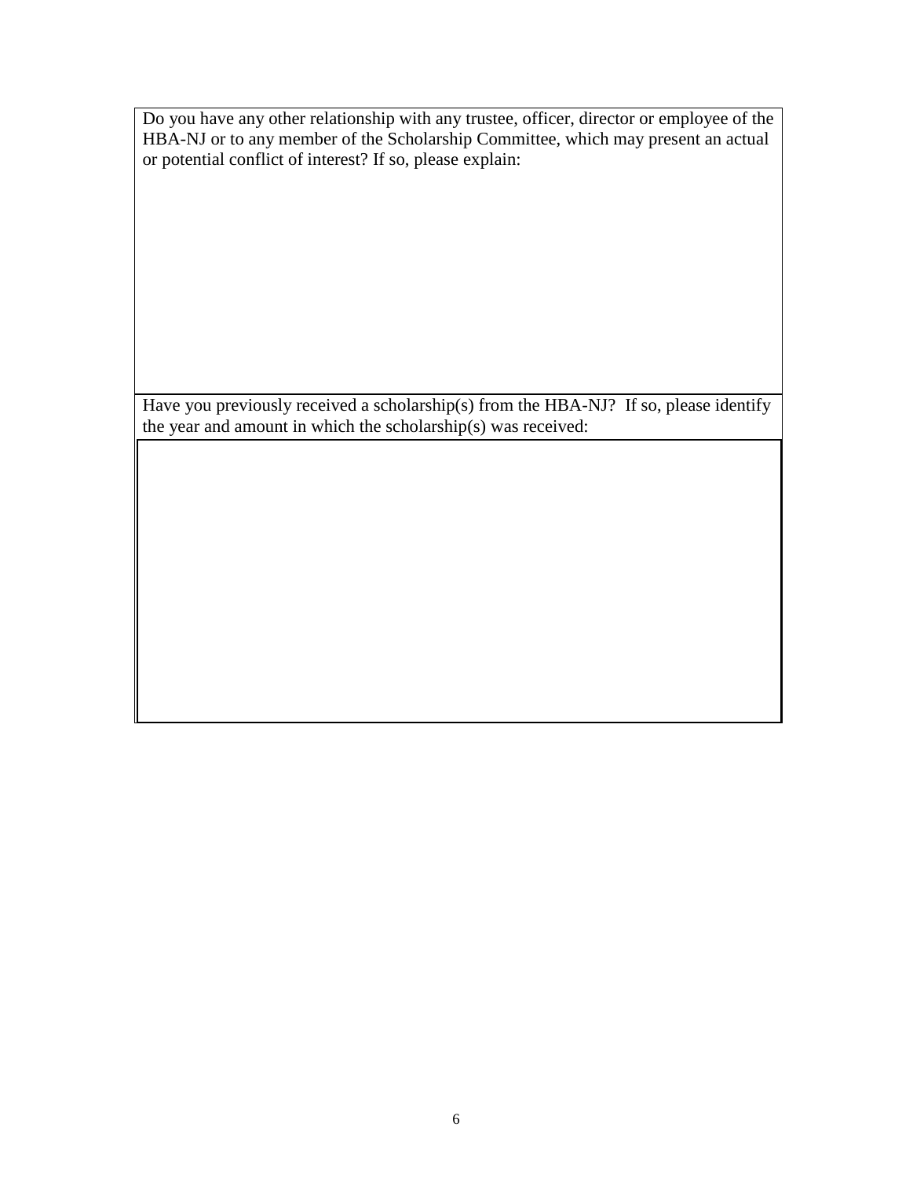Do you have any other relationship with any trustee, officer, director or employee of the HBA-NJ or to any member of the Scholarship Committee, which may present an actual or potential conflict of interest? If so, please explain:

Have you previously received a scholarship(s) from the HBA-NJ? If so, please identify the year and amount in which the scholarship(s) was received: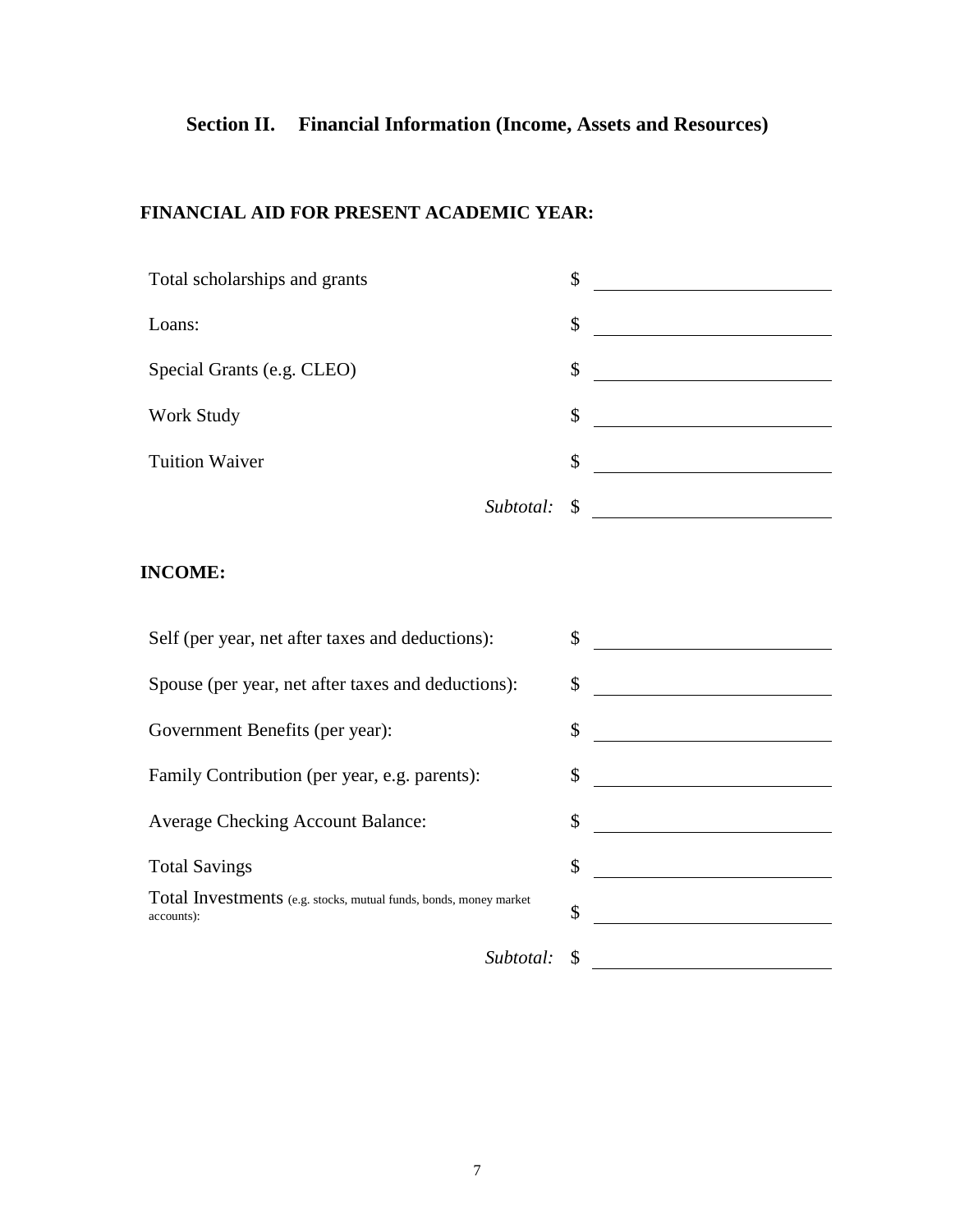## Section II. Financial Information (Income, Assets and Resources)

### FINANCIAL AID FOR PRESENT ACADEMIC YEAR:

| | |
|---|---|
| Total scholarships and grants | $ ____________ |
| Loans: | $ ____________ |
| Special Grants (e.g. CLEO) | $ ____________ |
| Work Study | $ ____________ |
| Tuition Waiver | $ ____________ |
| *Subtotal:* | $ ____________ |

### INCOME:

| | |
|---|---|
| Self (per year, net after taxes and deductions): | $ ____________ |
| Spouse (per year, net after taxes and deductions): | $ ____________ |
| Government Benefits (per year): | $ ____________ |
| Family Contribution (per year, e.g. parents): | $ ____________ |
| Average Checking Account Balance: | $ ____________ |
| Total Savings | $ ____________ |
| Total Investments (e.g. stocks, mutual funds, bonds, money market accounts): | $ ____________ |
| *Subtotal:* | $ ____________ |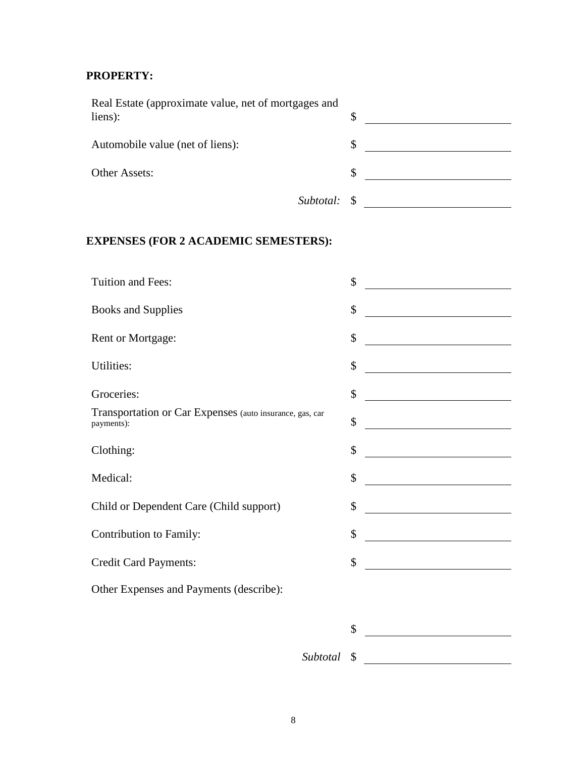**PROPERTY:**

| | |
|---|---|
| Real Estate (approximate value, net of mortgages and liens): | $ ____________________ |
| Automobile value (net of liens): | $ ____________________ |
| Other Assets: | $ ____________________ |
| *Subtotal:* | $ ____________________ |

**EXPENSES (FOR 2 ACADEMIC SEMESTERS):**

| | |
|---|---|
| Tuition and Fees: | $ ____________________ |
| Books and Supplies | $ ____________________ |
| Rent or Mortgage: | $ ____________________ |
| Utilities: | $ ____________________ |
| Groceries: | $ ____________________ |
| Transportation or Car Expenses (auto insurance, gas, car payments): | $ ____________________ |
| Clothing: | $ ____________________ |
| Medical: | $ ____________________ |
| Child or Dependent Care (Child support) | $ ____________________ |
| Contribution to Family: | $ ____________________ |
| Credit Card Payments: | $ ____________________ |
| Other Expenses and Payments (describe): | |
| | $ ____________________ |
| *Subtotal* | $ ____________________ |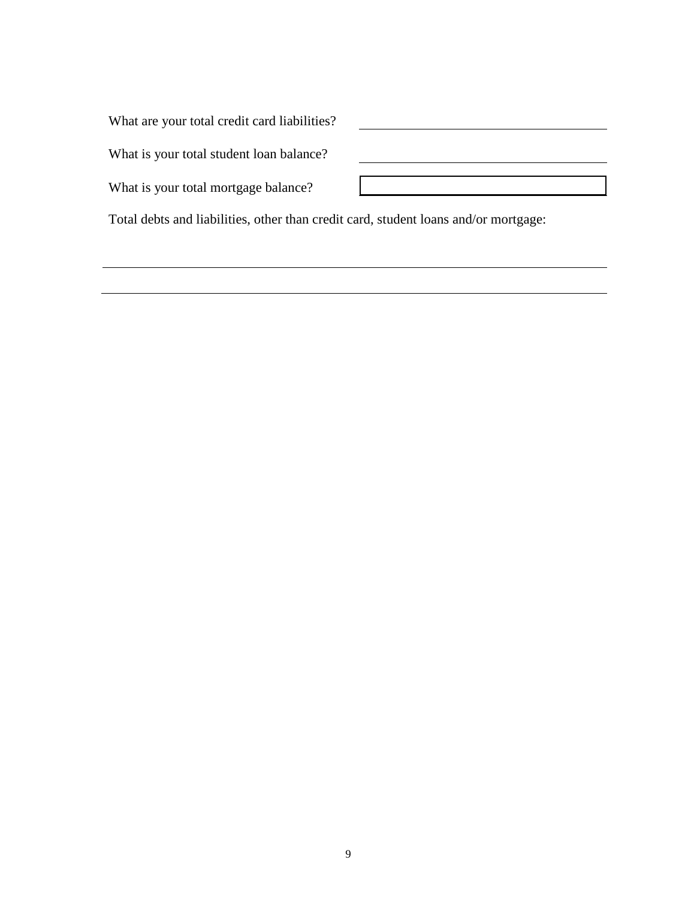What are your total credit card liabilities? \_\_\_\_\_\_\_\_\_\_\_\_\_\_\_\_\_\_\_\_\_\_\_\_\_\_\_\_\_\_

What is your total student loan balance? \_\_\_\_\_\_\_\_\_\_\_\_\_\_\_\_\_\_\_\_\_\_\_\_\_\_\_\_\_\_

What is your total mortgage balance? \_\_\_\_\_\_\_\_\_\_\_\_\_\_\_\_\_\_\_\_\_\_\_\_\_\_\_\_\_\_

Total debts and liabilities, other than credit card, student loans and/or mortgage:

\_\_\_\_\_\_\_\_\_\_\_\_\_\_\_\_\_\_\_\_\_\_\_\_\_\_\_\_\_\_\_\_\_\_\_\_\_\_\_\_\_\_\_\_\_\_\_\_\_\_\_\_\_\_\_\_\_\_\_\_\_\_\_\_\_\_\_\_\_\_

\_\_\_\_\_\_\_\_\_\_\_\_\_\_\_\_\_\_\_\_\_\_\_\_\_\_\_\_\_\_\_\_\_\_\_\_\_\_\_\_\_\_\_\_\_\_\_\_\_\_\_\_\_\_\_\_\_\_\_\_\_\_\_\_\_\_\_\_\_\_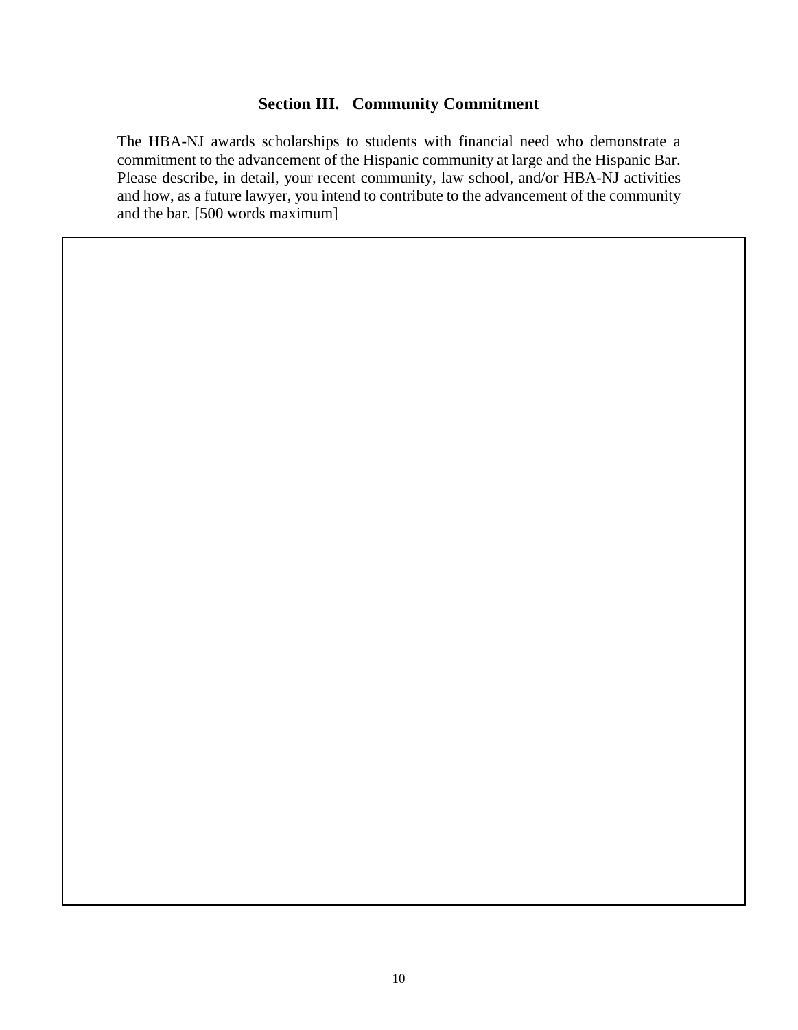## Section III. Community Commitment

The HBA-NJ awards scholarships to students with financial need who demonstrate a commitment to the advancement of the Hispanic community at large and the Hispanic Bar. Please describe, in detail, your recent community, law school, and/or HBA-NJ activities and how, as a future lawyer, you intend to contribute to the advancement of the community and the bar. [500 words maximum]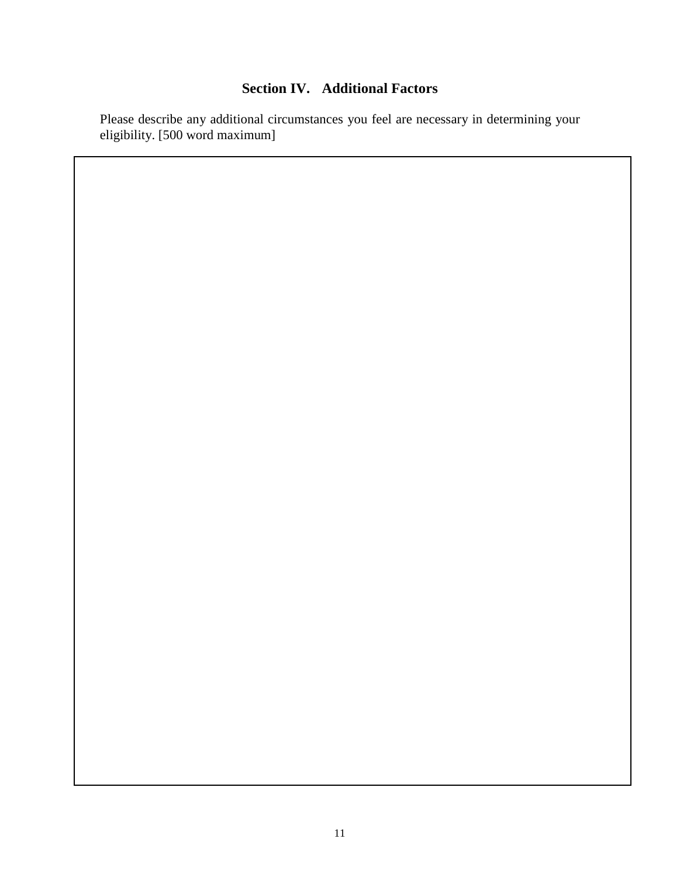## Section IV. Additional Factors

Please describe any additional circumstances you feel are necessary in determining your eligibility. [500 word maximum]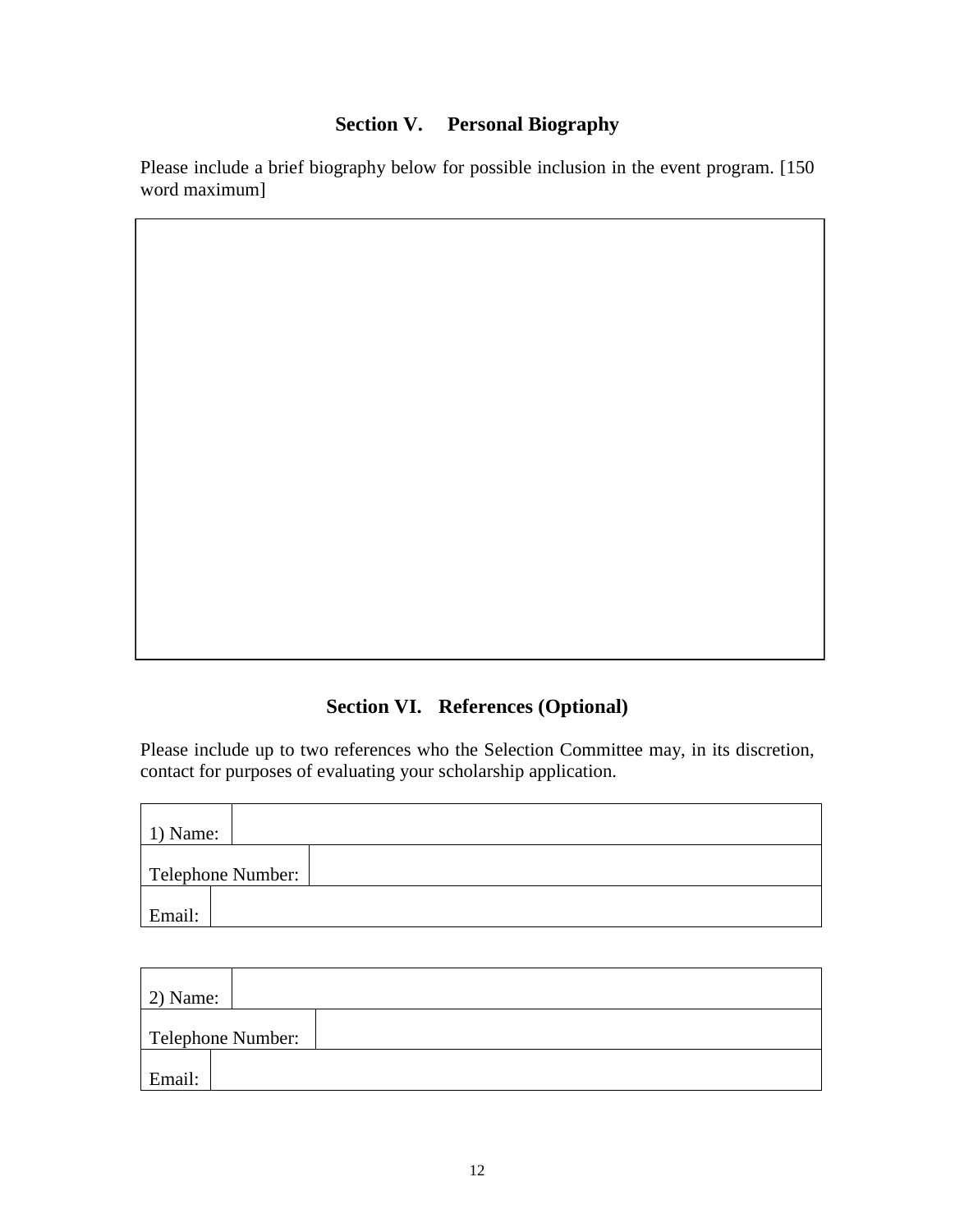## Section V. Personal Biography

Please include a brief biography below for possible inclusion in the event program. [150 word maximum]

| |
|---|
| |

## Section VI. References (Optional)

Please include up to two references who the Selection Committee may, in its discretion, contact for purposes of evaluating your scholarship application.

| | |
|---|---|
| 1) Name: | |
| Telephone Number: | |
| Email: | |

| | |
|---|---|
| 2) Name: | |
| Telephone Number: | |
| Email: | |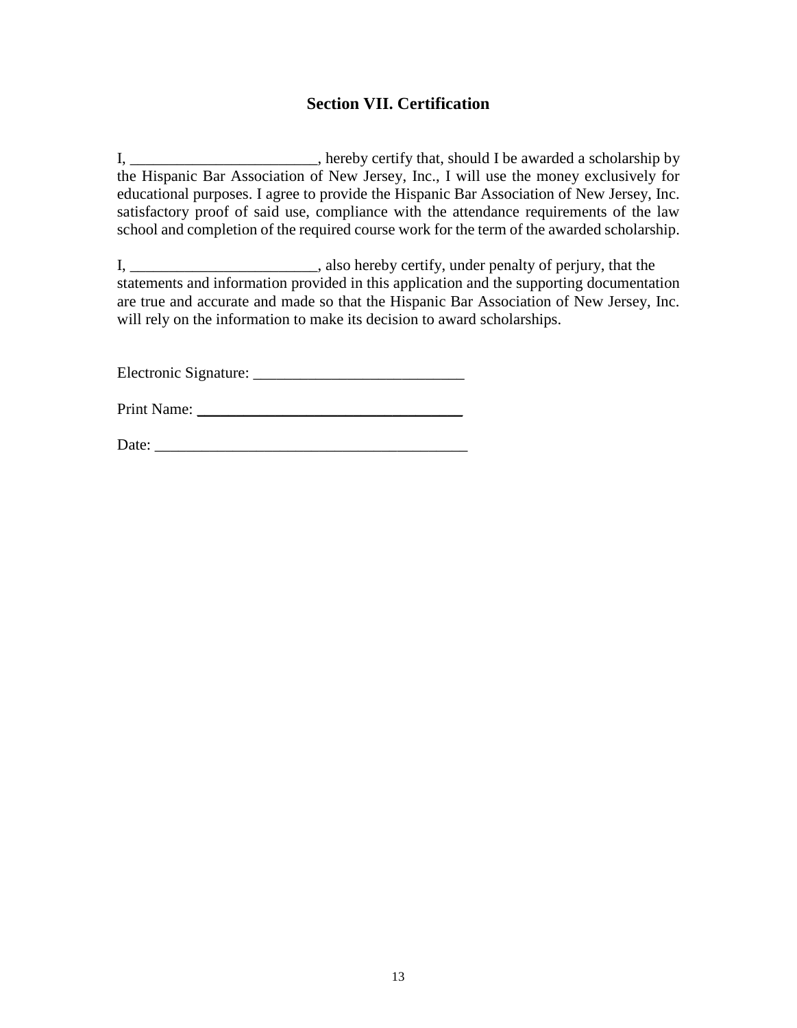## Section VII. Certification

I, ________________________, hereby certify that, should I be awarded a scholarship by the Hispanic Bar Association of New Jersey, Inc., I will use the money exclusively for educational purposes. I agree to provide the Hispanic Bar Association of New Jersey, Inc. satisfactory proof of said use, compliance with the attendance requirements of the law school and completion of the required course work for the term of the awarded scholarship.

I, ________________________, also hereby certify, under penalty of perjury, that the statements and information provided in this application and the supporting documentation are true and accurate and made so that the Hispanic Bar Association of New Jersey, Inc. will rely on the information to make its decision to award scholarships.

Electronic Signature: ___________________________

Print Name: ___________________________________

Date: _________________________________________